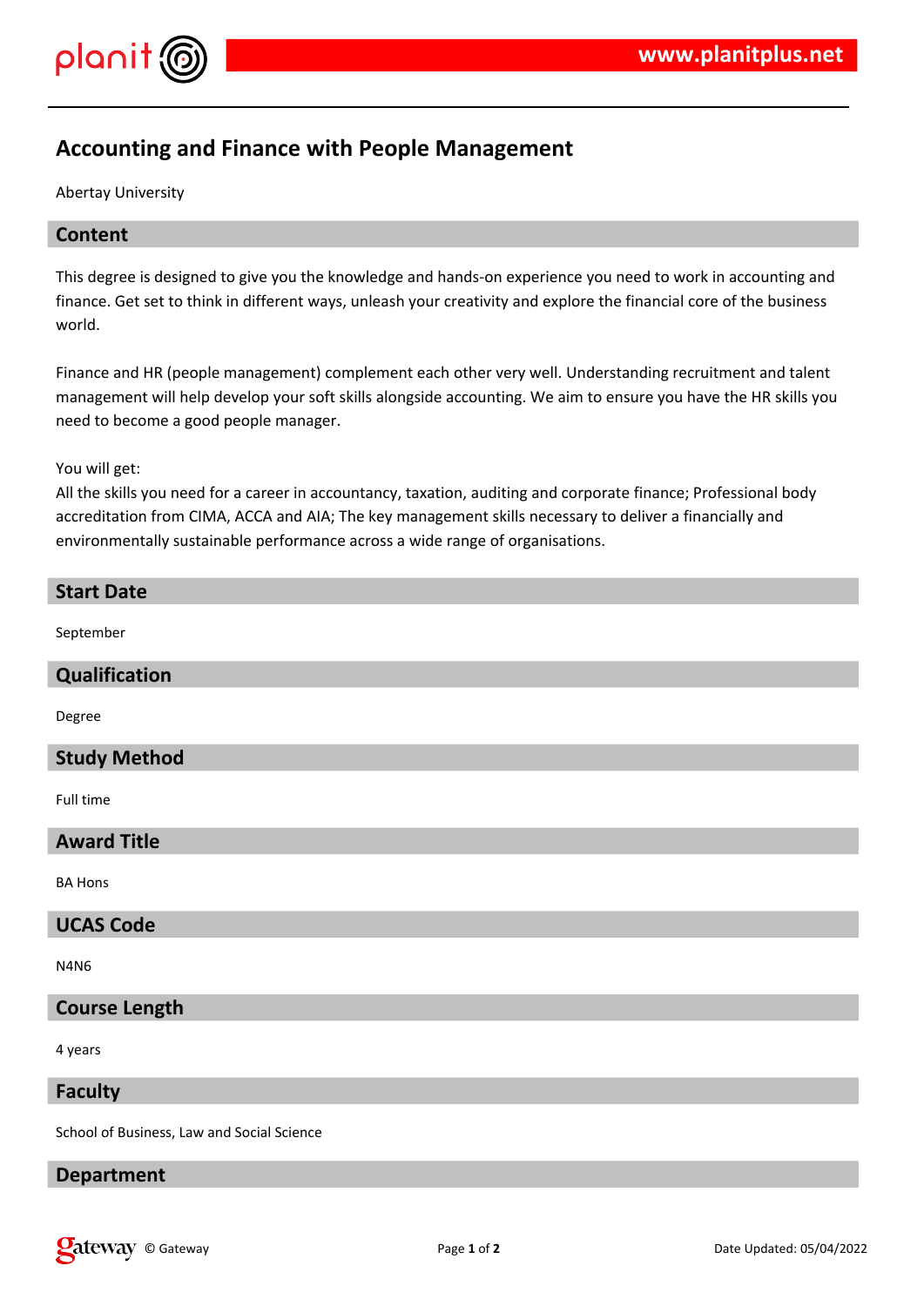# Accounting and Finance with People Management

Abertay University

## Content

This degree is designed to give you the knowledge and hands-on experience you need to work in accounting and finance. Get set to think in different ways, unleash your creativity and explore the financial core of the business world.

Finance and HR (people management) complement each other very well. Understanding recruitment and talent management will help develop your soft skills alongside accounting. We aim to ensure you have the HR skills you need to become a good people manager.

You will get:
All the skills you need for a career in accountancy, taxation, auditing and corporate finance; Professional body accreditation from CIMA, ACCA and AIA; The key management skills necessary to deliver a financially and environmentally sustainable performance across a wide range of organisations.

## Start Date

September

## Qualification

Degree

## Study Method

Full time

## Award Title

BA Hons

## UCAS Code

N4N6

## Course Length

4 years

## Faculty

School of Business, Law and Social Science

## Department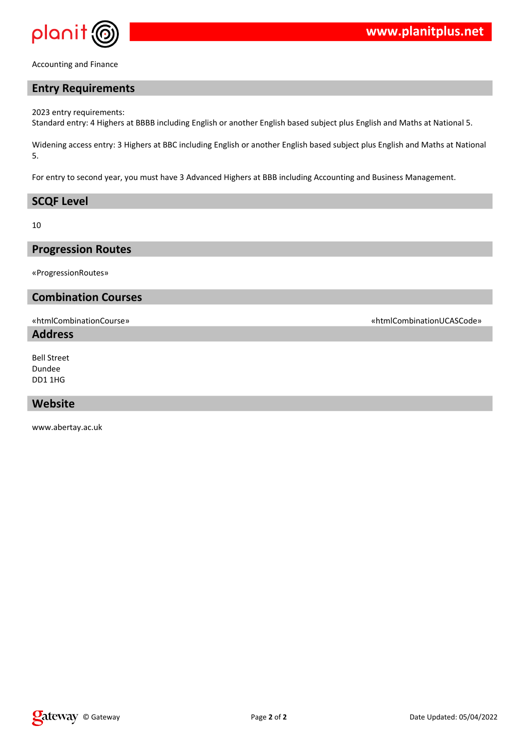Accounting and Finance

## Entry Requirements

2023 entry requirements:
Standard entry: 4 Highers at BBBB including English or another English based subject plus English and Maths at National 5.

Widening access entry: 3 Highers at BBC including English or another English based subject plus English and Maths at National 5.

For entry to second year, you must have 3 Advanced Highers at BBB including Accounting and Business Management.

## SCQF Level

10

## Progression Routes

«ProgressionRoutes»

## Combination Courses

«htmlCombinationCourse» «htmlCombinationUCASCode»

## Address

Bell Street
Dundee
DD1 1HG

## Website

www.abertay.ac.uk